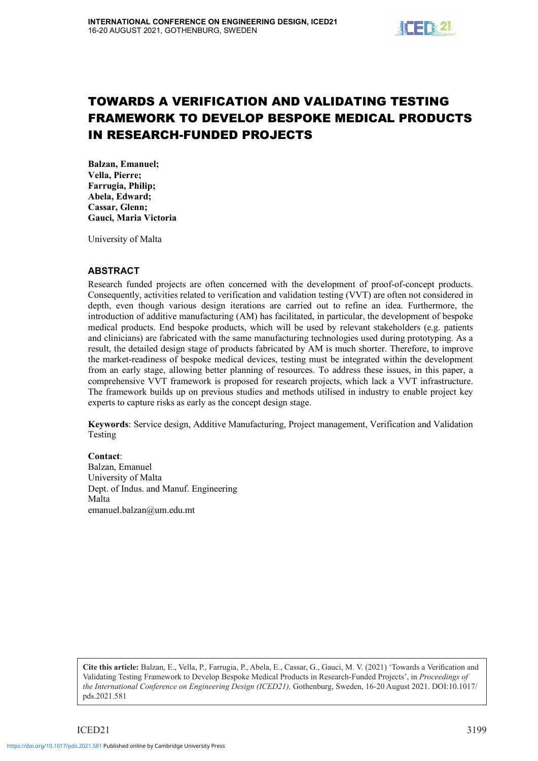# TOWARDS A VERIFICATION AND VALIDATING TESTING FRAMEWORK TO DEVELOP BESPOKE MEDICAL PRODUCTS IN RESEARCH-FUNDED PROJECTS

**Balzan, Emanuel;**
**Vella, Pierre;**
**Farrugia, Philip;**
**Abela, Edward;**
**Cassar, Glenn;**
**Gauci, Maria Victoria**

University of Malta

## ABSTRACT

Research funded projects are often concerned with the development of proof-of-concept products. Consequently, activities related to verification and validation testing (VVT) are often not considered in depth, even though various design iterations are carried out to refine an idea. Furthermore, the introduction of additive manufacturing (AM) has facilitated, in particular, the development of bespoke medical products. End bespoke products, which will be used by relevant stakeholders (e.g. patients and clinicians) are fabricated with the same manufacturing technologies used during prototyping. As a result, the detailed design stage of products fabricated by AM is much shorter. Therefore, to improve the market-readiness of bespoke medical devices, testing must be integrated within the development from an early stage, allowing better planning of resources. To address these issues, in this paper, a comprehensive VVT framework is proposed for research projects, which lack a VVT infrastructure. The framework builds up on previous studies and methods utilised in industry to enable project key experts to capture risks as early as the concept design stage.

**Keywords**: Service design, Additive Manufacturing, Project management, Verification and Validation Testing

**Contact**:
Balzan, Emanuel
University of Malta
Dept. of Indus. and Manuf. Engineering
Malta
emanuel.balzan@um.edu.mt

**Cite this article:** Balzan, E., Vella, P., Farrugia, P., Abela, E., Cassar, G., Gauci, M. V. (2021) 'Towards a Verification and Validating Testing Framework to Develop Bespoke Medical Products in Research-Funded Projects', in *Proceedings of the International Conference on Engineering Design (ICED21),* Gothenburg, Sweden, 16-20 August 2021. DOI:10.1017/pds.2021.581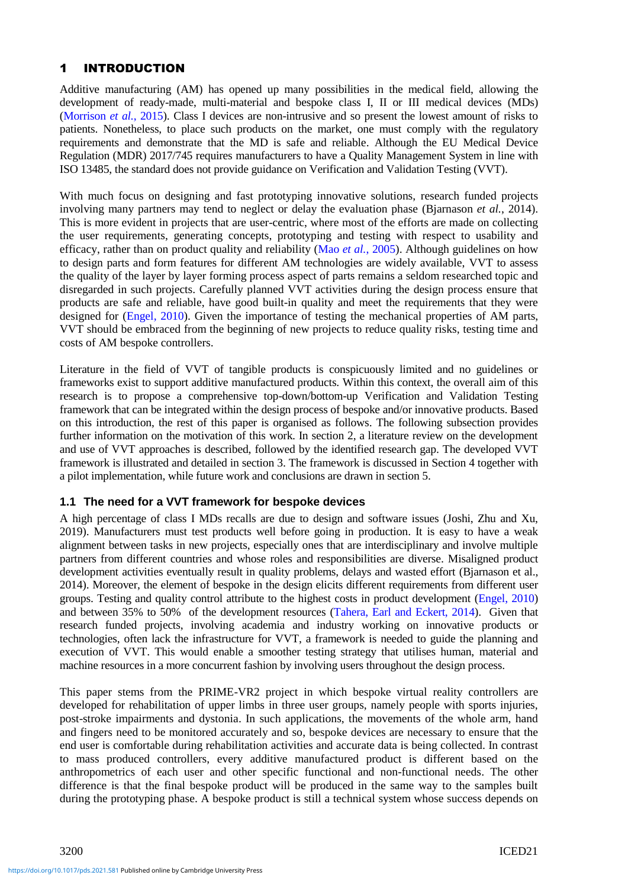## 1 INTRODUCTION

Additive manufacturing (AM) has opened up many possibilities in the medical field, allowing the development of ready-made, multi-material and bespoke class I, II or III medical devices (MDs) (Morrison *et al.*, 2015). Class I devices are non-intrusive and so present the lowest amount of risks to patients. Nonetheless, to place such products on the market, one must comply with the regulatory requirements and demonstrate that the MD is safe and reliable. Although the EU Medical Device Regulation (MDR) 2017/745 requires manufacturers to have a Quality Management System in line with ISO 13485, the standard does not provide guidance on Verification and Validation Testing (VVT).

With much focus on designing and fast prototyping innovative solutions, research funded projects involving many partners may tend to neglect or delay the evaluation phase (Bjarnason *et al.*, 2014). This is more evident in projects that are user-centric, where most of the efforts are made on collecting the user requirements, generating concepts, prototyping and testing with respect to usability and efficacy, rather than on product quality and reliability (Mao *et al.*, 2005). Although guidelines on how to design parts and form features for different AM technologies are widely available, VVT to assess the quality of the layer by layer forming process aspect of parts remains a seldom researched topic and disregarded in such projects. Carefully planned VVT activities during the design process ensure that products are safe and reliable, have good built-in quality and meet the requirements that they were designed for (Engel, 2010). Given the importance of testing the mechanical properties of AM parts, VVT should be embraced from the beginning of new projects to reduce quality risks, testing time and costs of AM bespoke controllers.

Literature in the field of VVT of tangible products is conspicuously limited and no guidelines or frameworks exist to support additive manufactured products. Within this context, the overall aim of this research is to propose a comprehensive top-down/bottom-up Verification and Validation Testing framework that can be integrated within the design process of bespoke and/or innovative products. Based on this introduction, the rest of this paper is organised as follows. The following subsection provides further information on the motivation of this work. In section 2, a literature review on the development and use of VVT approaches is described, followed by the identified research gap. The developed VVT framework is illustrated and detailed in section 3. The framework is discussed in Section 4 together with a pilot implementation, while future work and conclusions are drawn in section 5.

### 1.1 The need for a VVT framework for bespoke devices

A high percentage of class I MDs recalls are due to design and software issues (Joshi, Zhu and Xu, 2019). Manufacturers must test products well before going in production. It is easy to have a weak alignment between tasks in new projects, especially ones that are interdisciplinary and involve multiple partners from different countries and whose roles and responsibilities are diverse. Misaligned product development activities eventually result in quality problems, delays and wasted effort (Bjarnason et al., 2014). Moreover, the element of bespoke in the design elicits different requirements from different user groups. Testing and quality control attribute to the highest costs in product development (Engel, 2010) and between 35% to 50% of the development resources (Tahera, Earl and Eckert, 2014). Given that research funded projects, involving academia and industry working on innovative products or technologies, often lack the infrastructure for VVT, a framework is needed to guide the planning and execution of VVT. This would enable a smoother testing strategy that utilises human, material and machine resources in a more concurrent fashion by involving users throughout the design process.

This paper stems from the PRIME-VR2 project in which bespoke virtual reality controllers are developed for rehabilitation of upper limbs in three user groups, namely people with sports injuries, post-stroke impairments and dystonia. In such applications, the movements of the whole arm, hand and fingers need to be monitored accurately and so, bespoke devices are necessary to ensure that the end user is comfortable during rehabilitation activities and accurate data is being collected. In contrast to mass produced controllers, every additive manufactured product is different based on the anthropometrics of each user and other specific functional and non-functional needs. The other difference is that the final bespoke product will be produced in the same way to the samples built during the prototyping phase. A bespoke product is still a technical system whose success depends on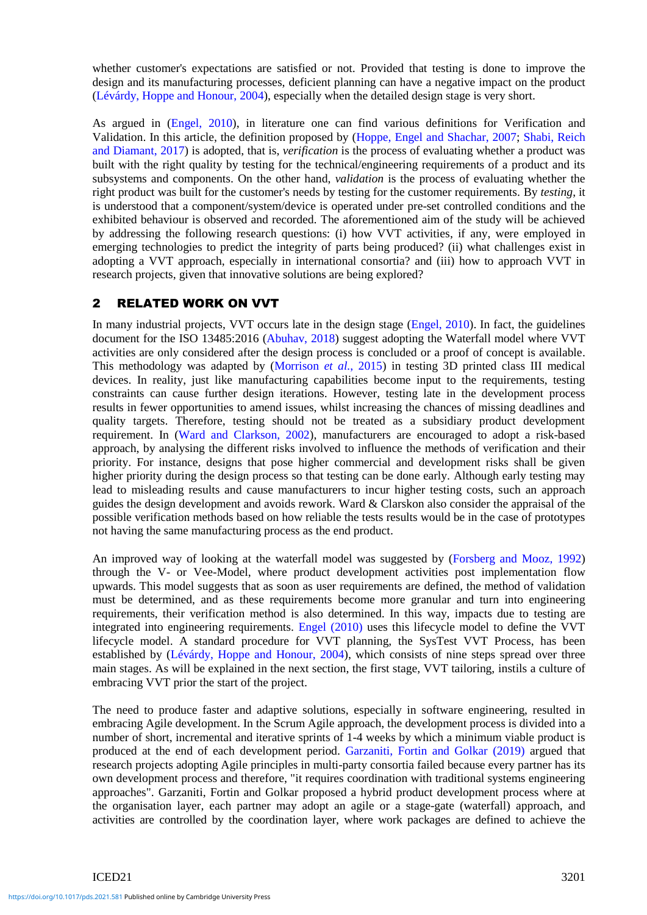whether customer's expectations are satisfied or not. Provided that testing is done to improve the design and its manufacturing processes, deficient planning can have a negative impact on the product (Lévárdy, Hoppe and Honour, 2004), especially when the detailed design stage is very short.

As argued in (Engel, 2010), in literature one can find various definitions for Verification and Validation. In this article, the definition proposed by (Hoppe, Engel and Shachar, 2007; Shabi, Reich and Diamant, 2017) is adopted, that is, *verification* is the process of evaluating whether a product was built with the right quality by testing for the technical/engineering requirements of a product and its subsystems and components. On the other hand, *validation* is the process of evaluating whether the right product was built for the customer's needs by testing for the customer requirements. By *testing*, it is understood that a component/system/device is operated under pre-set controlled conditions and the exhibited behaviour is observed and recorded. The aforementioned aim of the study will be achieved by addressing the following research questions: (i) how VVT activities, if any, were employed in emerging technologies to predict the integrity of parts being produced? (ii) what challenges exist in adopting a VVT approach, especially in international consortia? and (iii) how to approach VVT in research projects, given that innovative solutions are being explored?

## 2 RELATED WORK ON VVT

In many industrial projects, VVT occurs late in the design stage (Engel, 2010). In fact, the guidelines document for the ISO 13485:2016 (Abuhav, 2018) suggest adopting the Waterfall model where VVT activities are only considered after the design process is concluded or a proof of concept is available. This methodology was adapted by (Morrison *et al.*, 2015) in testing 3D printed class III medical devices. In reality, just like manufacturing capabilities become input to the requirements, testing constraints can cause further design iterations. However, testing late in the development process results in fewer opportunities to amend issues, whilst increasing the chances of missing deadlines and quality targets. Therefore, testing should not be treated as a subsidiary product development requirement. In (Ward and Clarkson, 2002), manufacturers are encouraged to adopt a risk-based approach, by analysing the different risks involved to influence the methods of verification and their priority. For instance, designs that pose higher commercial and development risks shall be given higher priority during the design process so that testing can be done early. Although early testing may lead to misleading results and cause manufacturers to incur higher testing costs, such an approach guides the design development and avoids rework. Ward & Clarskon also consider the appraisal of the possible verification methods based on how reliable the tests results would be in the case of prototypes not having the same manufacturing process as the end product.

An improved way of looking at the waterfall model was suggested by (Forsberg and Mooz, 1992) through the V- or Vee-Model, where product development activities post implementation flow upwards. This model suggests that as soon as user requirements are defined, the method of validation must be determined, and as these requirements become more granular and turn into engineering requirements, their verification method is also determined. In this way, impacts due to testing are integrated into engineering requirements. Engel (2010) uses this lifecycle model to define the VVT lifecycle model. A standard procedure for VVT planning, the SysTest VVT Process, has been established by (Lévárdy, Hoppe and Honour, 2004), which consists of nine steps spread over three main stages. As will be explained in the next section, the first stage, VVT tailoring, instils a culture of embracing VVT prior the start of the project.

The need to produce faster and adaptive solutions, especially in software engineering, resulted in embracing Agile development. In the Scrum Agile approach, the development process is divided into a number of short, incremental and iterative sprints of 1-4 weeks by which a minimum viable product is produced at the end of each development period. Garzaniti, Fortin and Golkar (2019) argued that research projects adopting Agile principles in multi-party consortia failed because every partner has its own development process and therefore, "it requires coordination with traditional systems engineering approaches". Garzaniti, Fortin and Golkar proposed a hybrid product development process where at the organisation layer, each partner may adopt an agile or a stage-gate (waterfall) approach, and activities are controlled by the coordination layer, where work packages are defined to achieve the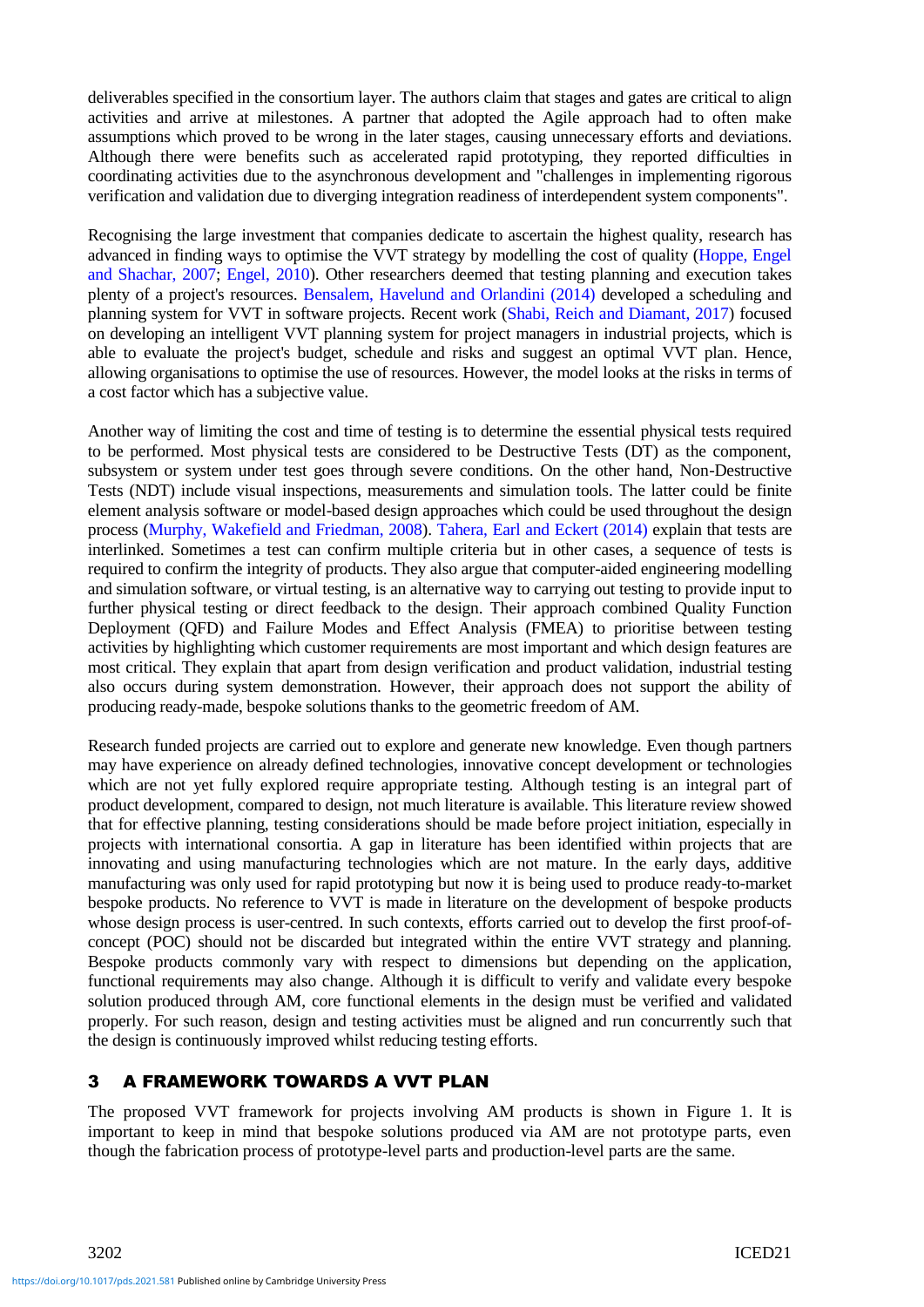deliverables specified in the consortium layer. The authors claim that stages and gates are critical to align activities and arrive at milestones. A partner that adopted the Agile approach had to often make assumptions which proved to be wrong in the later stages, causing unnecessary efforts and deviations. Although there were benefits such as accelerated rapid prototyping, they reported difficulties in coordinating activities due to the asynchronous development and "challenges in implementing rigorous verification and validation due to diverging integration readiness of interdependent system components".

Recognising the large investment that companies dedicate to ascertain the highest quality, research has advanced in finding ways to optimise the VVT strategy by modelling the cost of quality (Hoppe, Engel and Shachar, 2007; Engel, 2010). Other researchers deemed that testing planning and execution takes plenty of a project's resources. Bensalem, Havelund and Orlandini (2014) developed a scheduling and planning system for VVT in software projects. Recent work (Shabi, Reich and Diamant, 2017) focused on developing an intelligent VVT planning system for project managers in industrial projects, which is able to evaluate the project's budget, schedule and risks and suggest an optimal VVT plan. Hence, allowing organisations to optimise the use of resources. However, the model looks at the risks in terms of a cost factor which has a subjective value.

Another way of limiting the cost and time of testing is to determine the essential physical tests required to be performed. Most physical tests are considered to be Destructive Tests (DT) as the component, subsystem or system under test goes through severe conditions. On the other hand, Non-Destructive Tests (NDT) include visual inspections, measurements and simulation tools. The latter could be finite element analysis software or model-based design approaches which could be used throughout the design process (Murphy, Wakefield and Friedman, 2008). Tahera, Earl and Eckert (2014) explain that tests are interlinked. Sometimes a test can confirm multiple criteria but in other cases, a sequence of tests is required to confirm the integrity of products. They also argue that computer-aided engineering modelling and simulation software, or virtual testing, is an alternative way to carrying out testing to provide input to further physical testing or direct feedback to the design. Their approach combined Quality Function Deployment (QFD) and Failure Modes and Effect Analysis (FMEA) to prioritise between testing activities by highlighting which customer requirements are most important and which design features are most critical. They explain that apart from design verification and product validation, industrial testing also occurs during system demonstration. However, their approach does not support the ability of producing ready-made, bespoke solutions thanks to the geometric freedom of AM.

Research funded projects are carried out to explore and generate new knowledge. Even though partners may have experience on already defined technologies, innovative concept development or technologies which are not yet fully explored require appropriate testing. Although testing is an integral part of product development, compared to design, not much literature is available. This literature review showed that for effective planning, testing considerations should be made before project initiation, especially in projects with international consortia. A gap in literature has been identified within projects that are innovating and using manufacturing technologies which are not mature. In the early days, additive manufacturing was only used for rapid prototyping but now it is being used to produce ready-to-market bespoke products. No reference to VVT is made in literature on the development of bespoke products whose design process is user-centred. In such contexts, efforts carried out to develop the first proof-of-concept (POC) should not be discarded but integrated within the entire VVT strategy and planning. Bespoke products commonly vary with respect to dimensions but depending on the application, functional requirements may also change. Although it is difficult to verify and validate every bespoke solution produced through AM, core functional elements in the design must be verified and validated properly. For such reason, design and testing activities must be aligned and run concurrently such that the design is continuously improved whilst reducing testing efforts.

## 3 A FRAMEWORK TOWARDS A VVT PLAN

The proposed VVT framework for projects involving AM products is shown in Figure 1. It is important to keep in mind that bespoke solutions produced via AM are not prototype parts, even though the fabrication process of prototype-level parts and production-level parts are the same.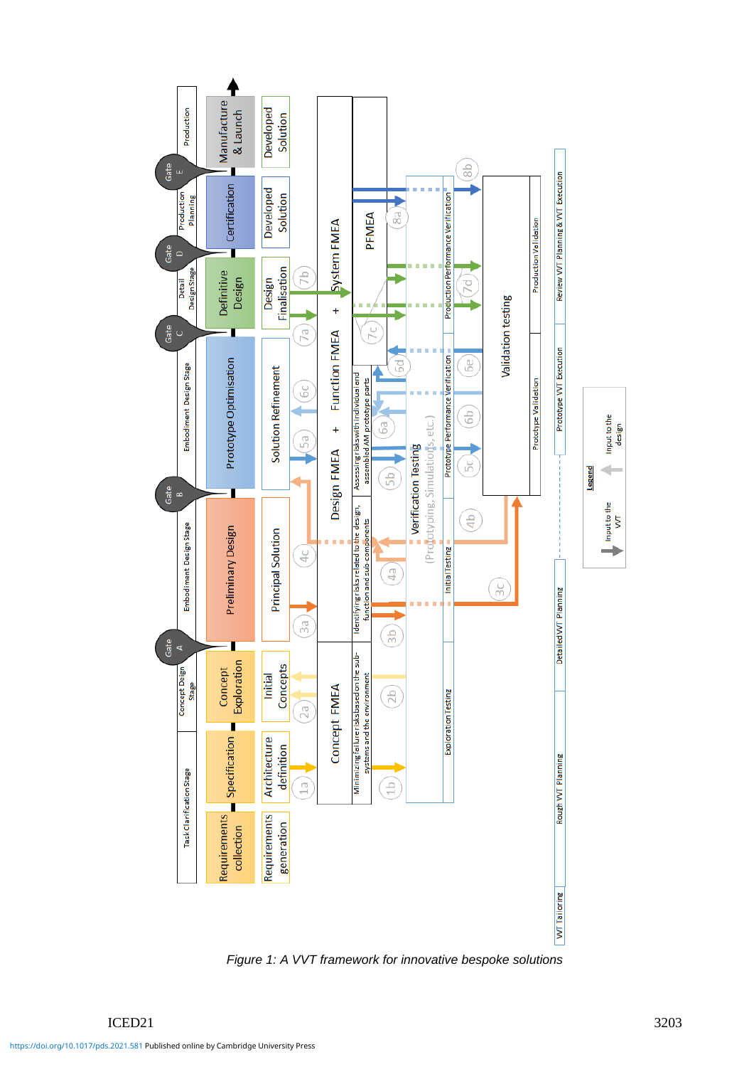*Figure 1: A VVT framework for innovative bespoke solutions*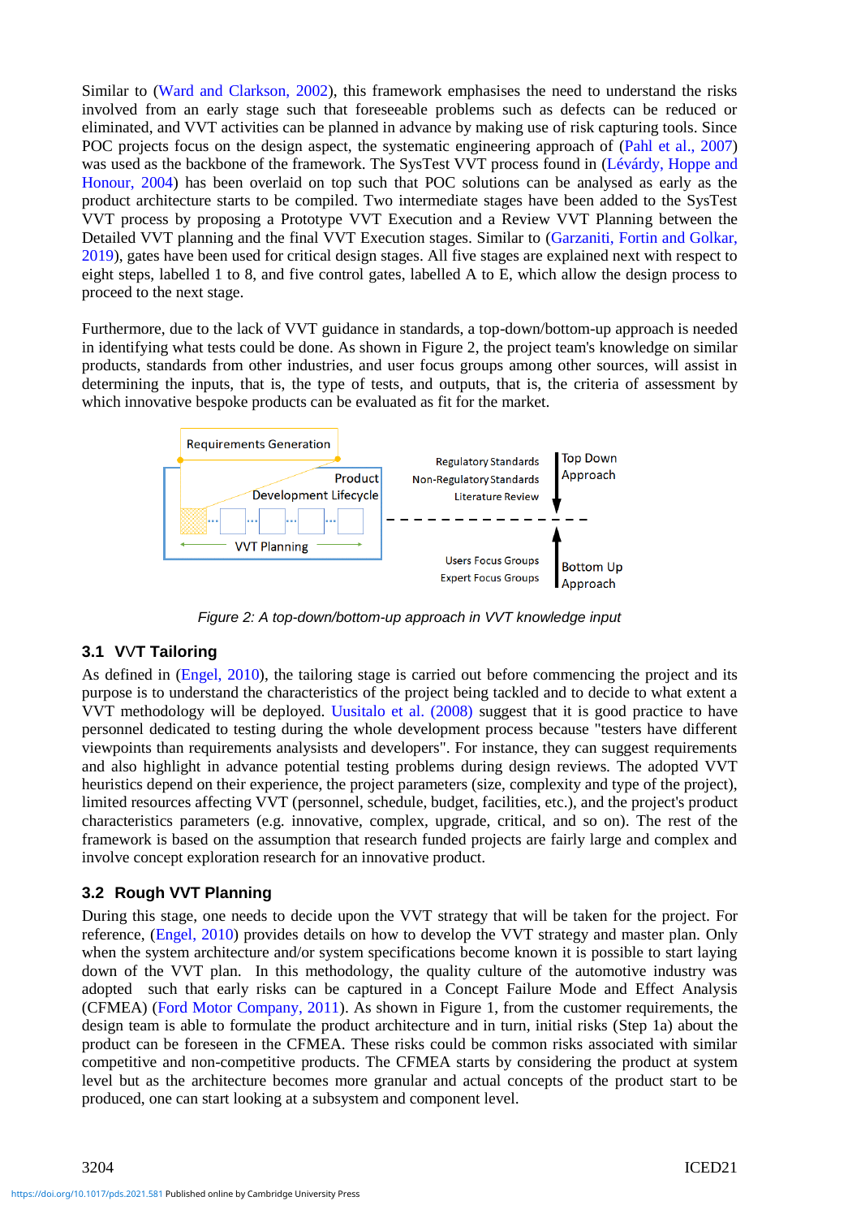Similar to (Ward and Clarkson, 2002), this framework emphasises the need to understand the risks involved from an early stage such that foreseeable problems such as defects can be reduced or eliminated, and VVT activities can be planned in advance by making use of risk capturing tools. Since POC projects focus on the design aspect, the systematic engineering approach of (Pahl et al., 2007) was used as the backbone of the framework. The SysTest VVT process found in (Lévárdy, Hoppe and Honour, 2004) has been overlaid on top such that POC solutions can be analysed as early as the product architecture starts to be compiled. Two intermediate stages have been added to the SysTest VVT process by proposing a Prototype VVT Execution and a Review VVT Planning between the Detailed VVT planning and the final VVT Execution stages. Similar to (Garzaniti, Fortin and Golkar, 2019), gates have been used for critical design stages. All five stages are explained next with respect to eight steps, labelled 1 to 8, and five control gates, labelled A to E, which allow the design process to proceed to the next stage.

Furthermore, due to the lack of VVT guidance in standards, a top-down/bottom-up approach is needed in identifying what tests could be done. As shown in Figure 2, the project team's knowledge on similar products, standards from other industries, and user focus groups among other sources, will assist in determining the inputs, that is, the type of tests, and outputs, that is, the criteria of assessment by which innovative bespoke products can be evaluated as fit for the market.

*Figure 2: A top-down/bottom-up approach in VVT knowledge input*

## 3.1 VVT Tailoring

As defined in (Engel, 2010), the tailoring stage is carried out before commencing the project and its purpose is to understand the characteristics of the project being tackled and to decide to what extent a VVT methodology will be deployed. Uusitalo et al. (2008) suggest that it is good practice to have personnel dedicated to testing during the whole development process because "testers have different viewpoints than requirements analysists and developers". For instance, they can suggest requirements and also highlight in advance potential testing problems during design reviews. The adopted VVT heuristics depend on their experience, the project parameters (size, complexity and type of the project), limited resources affecting VVT (personnel, schedule, budget, facilities, etc.), and the project's product characteristics parameters (e.g. innovative, complex, upgrade, critical, and so on). The rest of the framework is based on the assumption that research funded projects are fairly large and complex and involve concept exploration research for an innovative product.

## 3.2 Rough VVT Planning

During this stage, one needs to decide upon the VVT strategy that will be taken for the project. For reference, (Engel, 2010) provides details on how to develop the VVT strategy and master plan. Only when the system architecture and/or system specifications become known it is possible to start laying down of the VVT plan. In this methodology, the quality culture of the automotive industry was adopted such that early risks can be captured in a Concept Failure Mode and Effect Analysis (CFMEA) (Ford Motor Company, 2011). As shown in Figure 1, from the customer requirements, the design team is able to formulate the product architecture and in turn, initial risks (Step 1a) about the product can be foreseen in the CFMEA. These risks could be common risks associated with similar competitive and non-competitive products. The CFMEA starts by considering the product at system level but as the architecture becomes more granular and actual concepts of the product start to be produced, one can start looking at a subsystem and component level.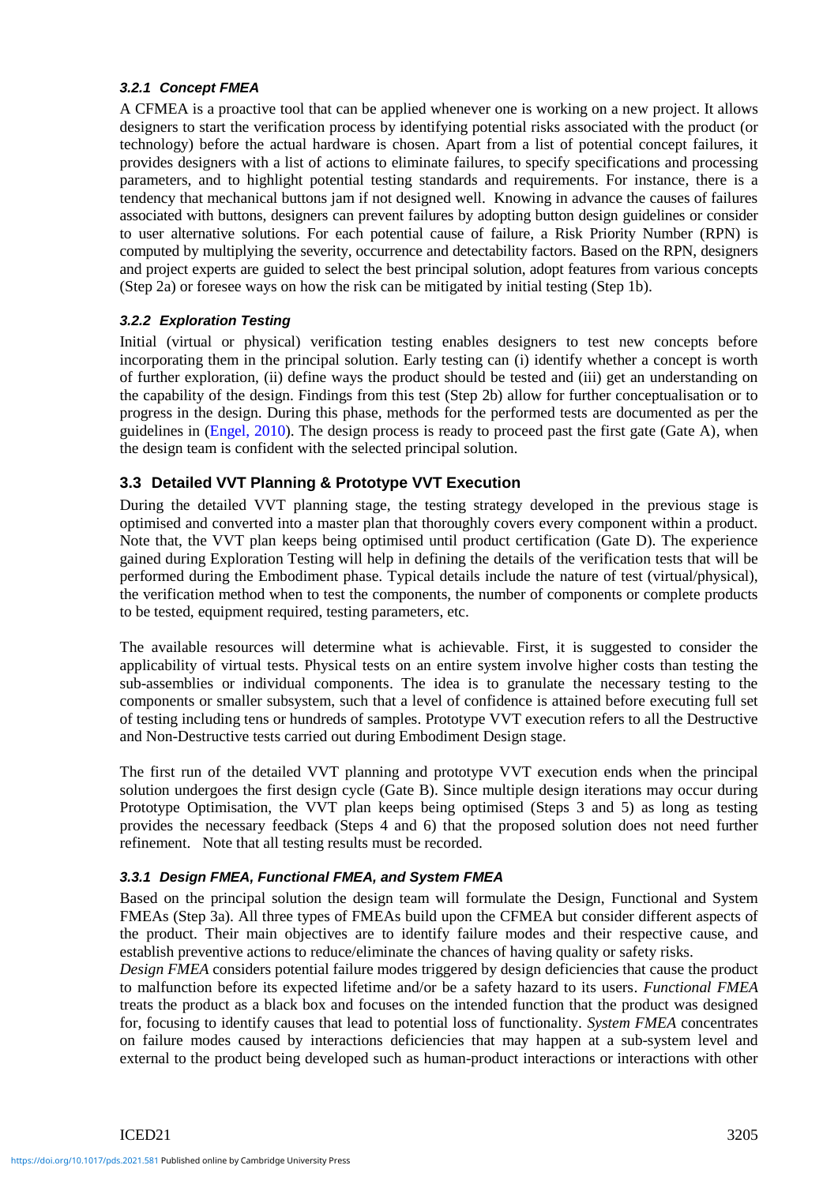#### 3.2.1 Concept FMEA

A CFMEA is a proactive tool that can be applied whenever one is working on a new project. It allows designers to start the verification process by identifying potential risks associated with the product (or technology) before the actual hardware is chosen. Apart from a list of potential concept failures, it provides designers with a list of actions to eliminate failures, to specify specifications and processing parameters, and to highlight potential testing standards and requirements. For instance, there is a tendency that mechanical buttons jam if not designed well. Knowing in advance the causes of failures associated with buttons, designers can prevent failures by adopting button design guidelines or consider to user alternative solutions. For each potential cause of failure, a Risk Priority Number (RPN) is computed by multiplying the severity, occurrence and detectability factors. Based on the RPN, designers and project experts are guided to select the best principal solution, adopt features from various concepts (Step 2a) or foresee ways on how the risk can be mitigated by initial testing (Step 1b).

#### 3.2.2 Exploration Testing

Initial (virtual or physical) verification testing enables designers to test new concepts before incorporating them in the principal solution. Early testing can (i) identify whether a concept is worth of further exploration, (ii) define ways the product should be tested and (iii) get an understanding on the capability of the design. Findings from this test (Step 2b) allow for further conceptualisation or to progress in the design. During this phase, methods for the performed tests are documented as per the guidelines in (Engel, 2010). The design process is ready to proceed past the first gate (Gate A), when the design team is confident with the selected principal solution.

### 3.3 Detailed VVT Planning & Prototype VVT Execution

During the detailed VVT planning stage, the testing strategy developed in the previous stage is optimised and converted into a master plan that thoroughly covers every component within a product. Note that, the VVT plan keeps being optimised until product certification (Gate D). The experience gained during Exploration Testing will help in defining the details of the verification tests that will be performed during the Embodiment phase. Typical details include the nature of test (virtual/physical), the verification method when to test the components, the number of components or complete products to be tested, equipment required, testing parameters, etc.

The available resources will determine what is achievable. First, it is suggested to consider the applicability of virtual tests. Physical tests on an entire system involve higher costs than testing the sub-assemblies or individual components. The idea is to granulate the necessary testing to the components or smaller subsystem, such that a level of confidence is attained before executing full set of testing including tens or hundreds of samples. Prototype VVT execution refers to all the Destructive and Non-Destructive tests carried out during Embodiment Design stage.

The first run of the detailed VVT planning and prototype VVT execution ends when the principal solution undergoes the first design cycle (Gate B). Since multiple design iterations may occur during Prototype Optimisation, the VVT plan keeps being optimised (Steps 3 and 5) as long as testing provides the necessary feedback (Steps 4 and 6) that the proposed solution does not need further refinement. Note that all testing results must be recorded.

#### 3.3.1 Design FMEA, Functional FMEA, and System FMEA

Based on the principal solution the design team will formulate the Design, Functional and System FMEAs (Step 3a). All three types of FMEAs build upon the CFMEA but consider different aspects of the product. Their main objectives are to identify failure modes and their respective cause, and establish preventive actions to reduce/eliminate the chances of having quality or safety risks.

*Design FMEA* considers potential failure modes triggered by design deficiencies that cause the product to malfunction before its expected lifetime and/or be a safety hazard to its users. *Functional FMEA* treats the product as a black box and focuses on the intended function that the product was designed for, focusing to identify causes that lead to potential loss of functionality. *System FMEA* concentrates on failure modes caused by interactions deficiencies that may happen at a sub-system level and external to the product being developed such as human-product interactions or interactions with other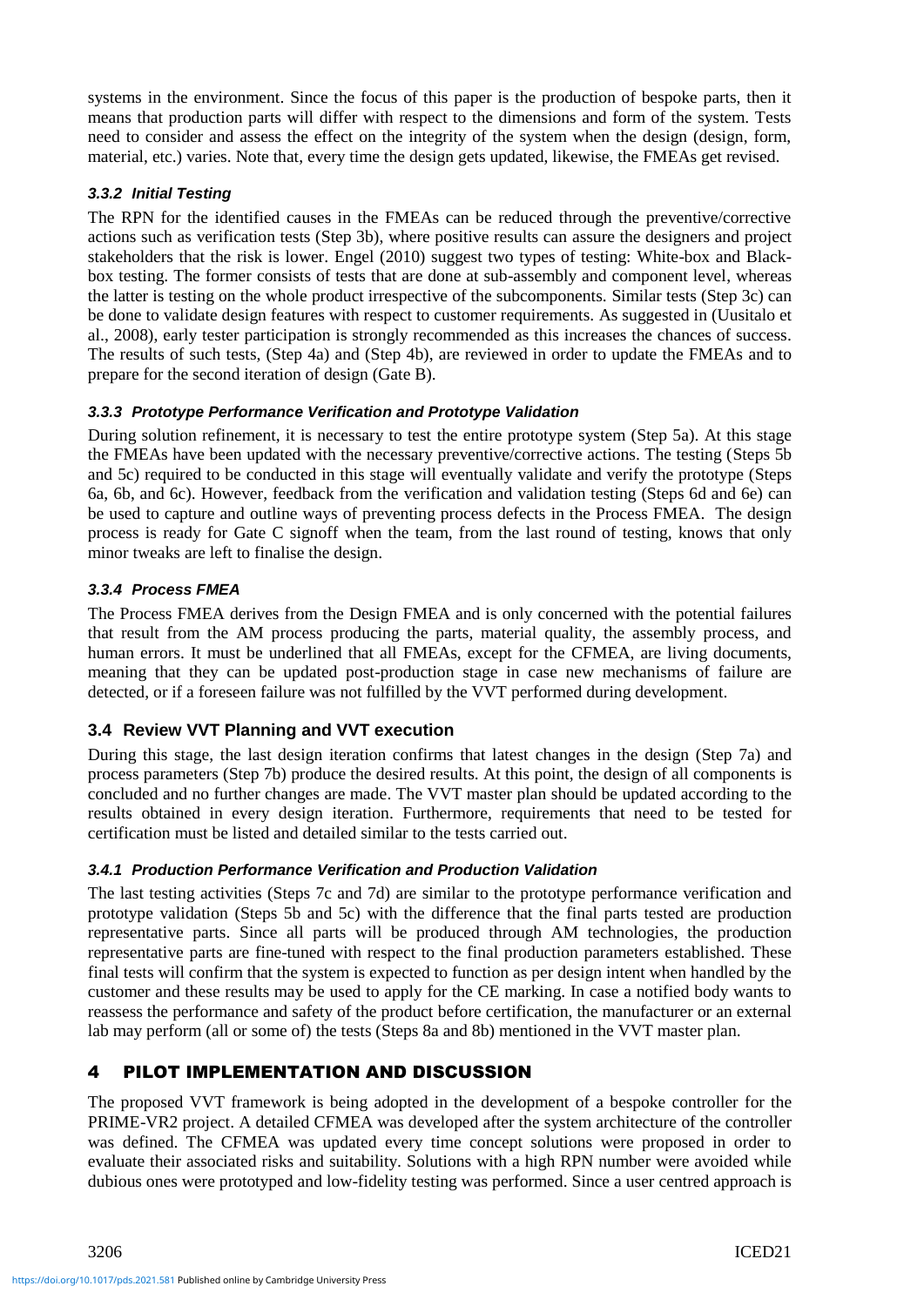systems in the environment. Since the focus of this paper is the production of bespoke parts, then it means that production parts will differ with respect to the dimensions and form of the system. Tests need to consider and assess the effect on the integrity of the system when the design (design, form, material, etc.) varies. Note that, every time the design gets updated, likewise, the FMEAs get revised.

#### *3.3.2 Initial Testing*

The RPN for the identified causes in the FMEAs can be reduced through the preventive/corrective actions such as verification tests (Step 3b), where positive results can assure the designers and project stakeholders that the risk is lower. Engel (2010) suggest two types of testing: White-box and Black-box testing. The former consists of tests that are done at sub-assembly and component level, whereas the latter is testing on the whole product irrespective of the subcomponents. Similar tests (Step 3c) can be done to validate design features with respect to customer requirements. As suggested in (Uusitalo et al., 2008), early tester participation is strongly recommended as this increases the chances of success. The results of such tests, (Step 4a) and (Step 4b), are reviewed in order to update the FMEAs and to prepare for the second iteration of design (Gate B).

#### *3.3.3 Prototype Performance Verification and Prototype Validation*

During solution refinement, it is necessary to test the entire prototype system (Step 5a). At this stage the FMEAs have been updated with the necessary preventive/corrective actions. The testing (Steps 5b and 5c) required to be conducted in this stage will eventually validate and verify the prototype (Steps 6a, 6b, and 6c). However, feedback from the verification and validation testing (Steps 6d and 6e) can be used to capture and outline ways of preventing process defects in the Process FMEA. The design process is ready for Gate C signoff when the team, from the last round of testing, knows that only minor tweaks are left to finalise the design.

#### *3.3.4 Process FMEA*

The Process FMEA derives from the Design FMEA and is only concerned with the potential failures that result from the AM process producing the parts, material quality, the assembly process, and human errors. It must be underlined that all FMEAs, except for the CFMEA, are living documents, meaning that they can be updated post-production stage in case new mechanisms of failure are detected, or if a foreseen failure was not fulfilled by the VVT performed during development.

### 3.4 Review VVT Planning and VVT execution

During this stage, the last design iteration confirms that latest changes in the design (Step 7a) and process parameters (Step 7b) produce the desired results. At this point, the design of all components is concluded and no further changes are made. The VVT master plan should be updated according to the results obtained in every design iteration. Furthermore, requirements that need to be tested for certification must be listed and detailed similar to the tests carried out.

#### *3.4.1 Production Performance Verification and Production Validation*

The last testing activities (Steps 7c and 7d) are similar to the prototype performance verification and prototype validation (Steps 5b and 5c) with the difference that the final parts tested are production representative parts. Since all parts will be produced through AM technologies, the production representative parts are fine-tuned with respect to the final production parameters established. These final tests will confirm that the system is expected to function as per design intent when handled by the customer and these results may be used to apply for the CE marking. In case a notified body wants to reassess the performance and safety of the product before certification, the manufacturer or an external lab may perform (all or some of) the tests (Steps 8a and 8b) mentioned in the VVT master plan.

## 4 PILOT IMPLEMENTATION AND DISCUSSION

The proposed VVT framework is being adopted in the development of a bespoke controller for the PRIME-VR2 project. A detailed CFMEA was developed after the system architecture of the controller was defined. The CFMEA was updated every time concept solutions were proposed in order to evaluate their associated risks and suitability. Solutions with a high RPN number were avoided while dubious ones were prototyped and low-fidelity testing was performed. Since a user centred approach is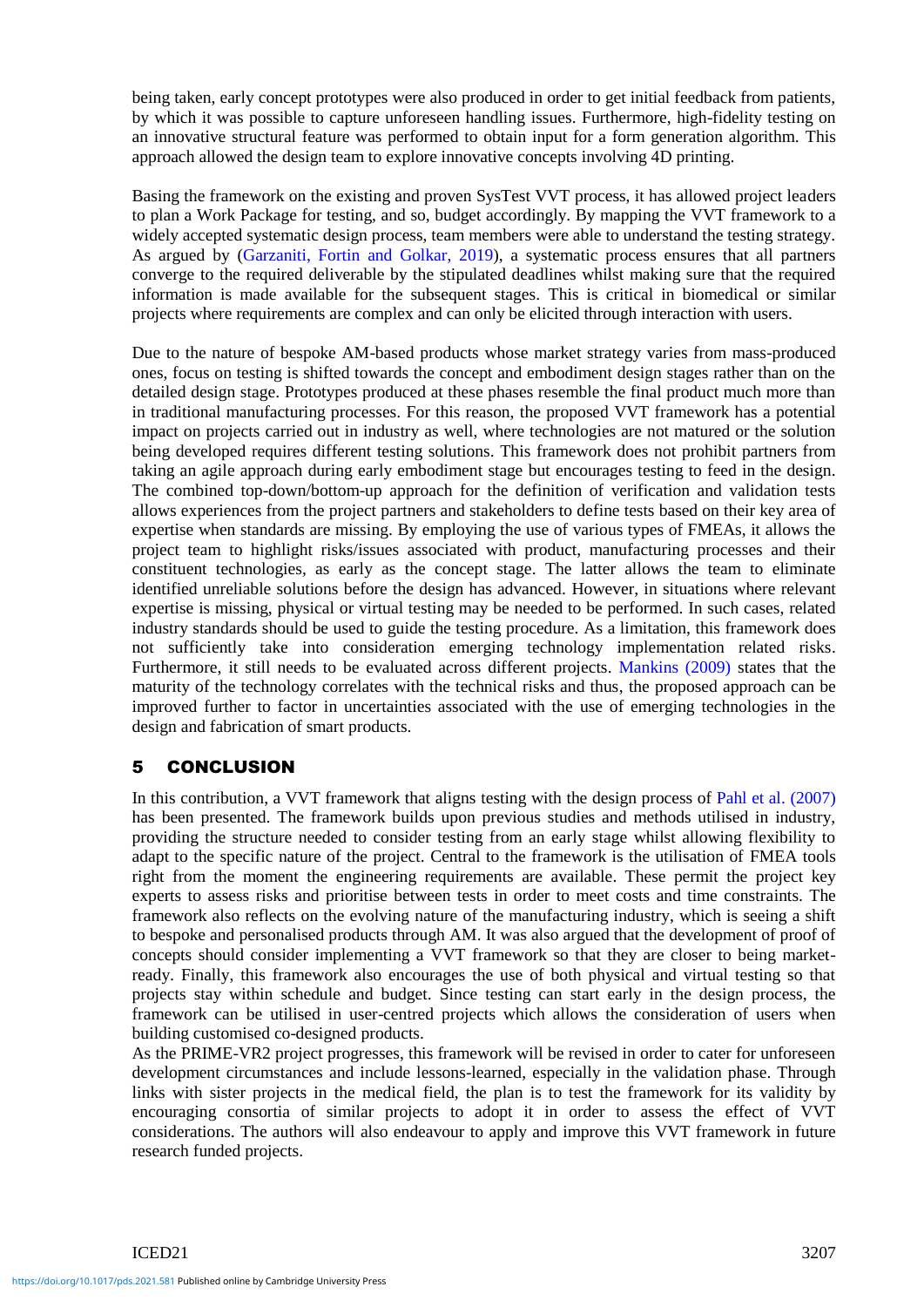being taken, early concept prototypes were also produced in order to get initial feedback from patients, by which it was possible to capture unforeseen handling issues. Furthermore, high-fidelity testing on an innovative structural feature was performed to obtain input for a form generation algorithm. This approach allowed the design team to explore innovative concepts involving 4D printing.

Basing the framework on the existing and proven SysTest VVT process, it has allowed project leaders to plan a Work Package for testing, and so, budget accordingly. By mapping the VVT framework to a widely accepted systematic design process, team members were able to understand the testing strategy. As argued by (Garzaniti, Fortin and Golkar, 2019), a systematic process ensures that all partners converge to the required deliverable by the stipulated deadlines whilst making sure that the required information is made available for the subsequent stages. This is critical in biomedical or similar projects where requirements are complex and can only be elicited through interaction with users.

Due to the nature of bespoke AM-based products whose market strategy varies from mass-produced ones, focus on testing is shifted towards the concept and embodiment design stages rather than on the detailed design stage. Prototypes produced at these phases resemble the final product much more than in traditional manufacturing processes. For this reason, the proposed VVT framework has a potential impact on projects carried out in industry as well, where technologies are not matured or the solution being developed requires different testing solutions. This framework does not prohibit partners from taking an agile approach during early embodiment stage but encourages testing to feed in the design. The combined top-down/bottom-up approach for the definition of verification and validation tests allows experiences from the project partners and stakeholders to define tests based on their key area of expertise when standards are missing. By employing the use of various types of FMEAs, it allows the project team to highlight risks/issues associated with product, manufacturing processes and their constituent technologies, as early as the concept stage. The latter allows the team to eliminate identified unreliable solutions before the design has advanced. However, in situations where relevant expertise is missing, physical or virtual testing may be needed to be performed. In such cases, related industry standards should be used to guide the testing procedure. As a limitation, this framework does not sufficiently take into consideration emerging technology implementation related risks. Furthermore, it still needs to be evaluated across different projects. Mankins (2009) states that the maturity of the technology correlates with the technical risks and thus, the proposed approach can be improved further to factor in uncertainties associated with the use of emerging technologies in the design and fabrication of smart products.

## 5 CONCLUSION

In this contribution, a VVT framework that aligns testing with the design process of Pahl et al. (2007) has been presented. The framework builds upon previous studies and methods utilised in industry, providing the structure needed to consider testing from an early stage whilst allowing flexibility to adapt to the specific nature of the project. Central to the framework is the utilisation of FMEA tools right from the moment the engineering requirements are available. These permit the project key experts to assess risks and prioritise between tests in order to meet costs and time constraints. The framework also reflects on the evolving nature of the manufacturing industry, which is seeing a shift to bespoke and personalised products through AM. It was also argued that the development of proof of concepts should consider implementing a VVT framework so that they are closer to being market-ready. Finally, this framework also encourages the use of both physical and virtual testing so that projects stay within schedule and budget. Since testing can start early in the design process, the framework can be utilised in user-centred projects which allows the consideration of users when building customised co-designed products.

As the PRIME-VR2 project progresses, this framework will be revised in order to cater for unforeseen development circumstances and include lessons-learned, especially in the validation phase. Through links with sister projects in the medical field, the plan is to test the framework for its validity by encouraging consortia of similar projects to adopt it in order to assess the effect of VVT considerations. The authors will also endeavour to apply and improve this VVT framework in future research funded projects.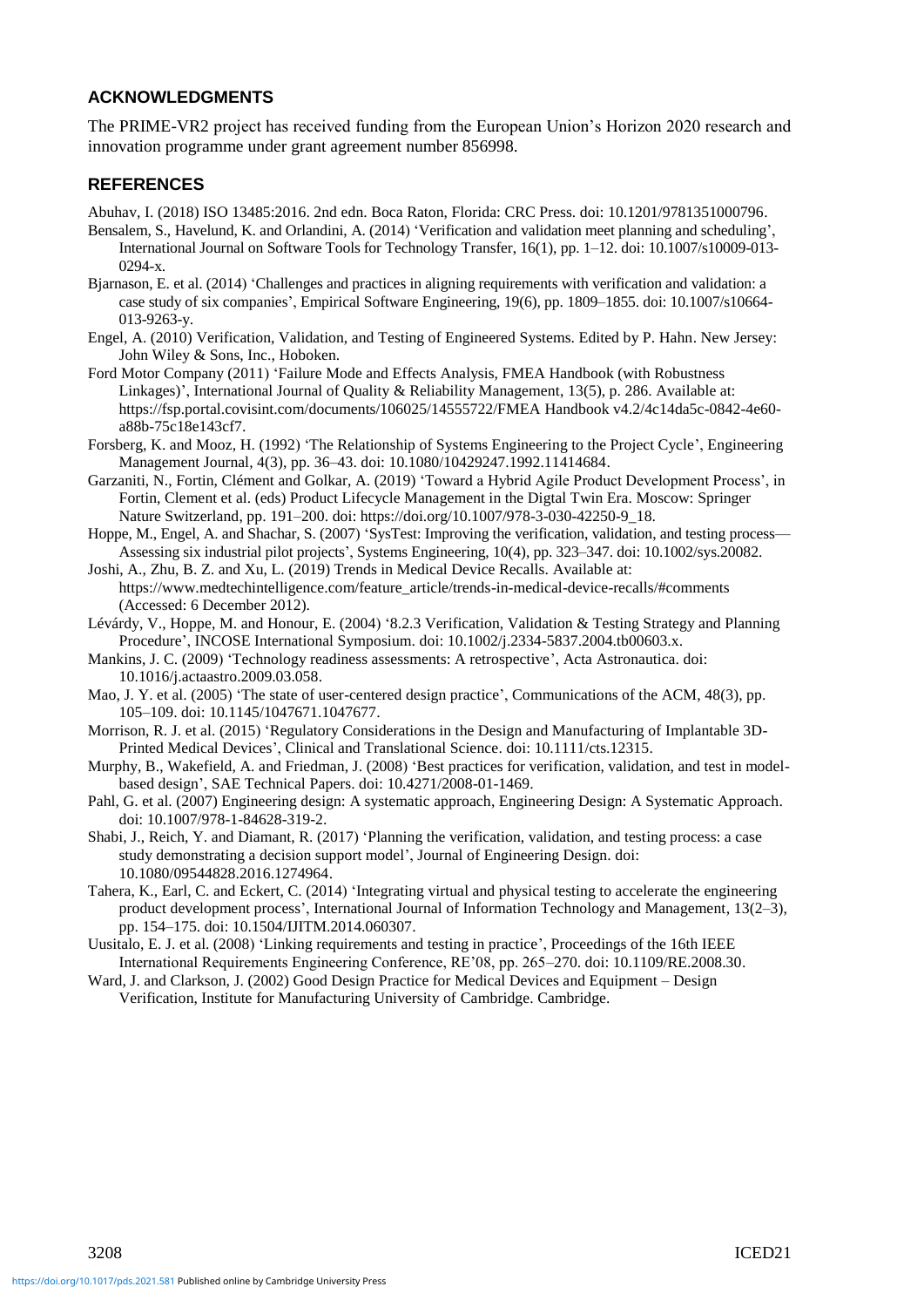## ACKNOWLEDGMENTS

The PRIME-VR2 project has received funding from the European Union's Horizon 2020 research and innovation programme under grant agreement number 856998.

## REFERENCES

Abuhav, I. (2018) ISO 13485:2016. 2nd edn. Boca Raton, Florida: CRC Press. doi: 10.1201/9781351000796.

Bensalem, S., Havelund, K. and Orlandini, A. (2014) 'Verification and validation meet planning and scheduling', International Journal on Software Tools for Technology Transfer, 16(1), pp. 1–12. doi: 10.1007/s10009-013-0294-x.

Bjarnason, E. et al. (2014) 'Challenges and practices in aligning requirements with verification and validation: a case study of six companies', Empirical Software Engineering, 19(6), pp. 1809–1855. doi: 10.1007/s10664-013-9263-y.

Engel, A. (2010) Verification, Validation, and Testing of Engineered Systems. Edited by P. Hahn. New Jersey: John Wiley & Sons, Inc., Hoboken.

Ford Motor Company (2011) 'Failure Mode and Effects Analysis, FMEA Handbook (with Robustness Linkages)', International Journal of Quality & Reliability Management, 13(5), p. 286. Available at: https://fsp.portal.covisint.com/documents/106025/14555722/FMEA Handbook v4.2/4c14da5c-0842-4e60-a88b-75c18e143cf7.

Forsberg, K. and Mooz, H. (1992) 'The Relationship of Systems Engineering to the Project Cycle', Engineering Management Journal, 4(3), pp. 36–43. doi: 10.1080/10429247.1992.11414684.

Garzaniti, N., Fortin, Clément and Golkar, A. (2019) 'Toward a Hybrid Agile Product Development Process', in Fortin, Clement et al. (eds) Product Lifecycle Management in the Digtal Twin Era. Moscow: Springer Nature Switzerland, pp. 191–200. doi: https://doi.org/10.1007/978-3-030-42250-9_18.

Hoppe, M., Engel, A. and Shachar, S. (2007) 'SysTest: Improving the verification, validation, and testing process—Assessing six industrial pilot projects', Systems Engineering, 10(4), pp. 323–347. doi: 10.1002/sys.20082.

Joshi, A., Zhu, B. Z. and Xu, L. (2019) Trends in Medical Device Recalls. Available at: https://www.medtechintelligence.com/feature_article/trends-in-medical-device-recalls/#comments (Accessed: 6 December 2012).

Lévárdy, V., Hoppe, M. and Honour, E. (2004) '8.2.3 Verification, Validation & Testing Strategy and Planning Procedure', INCOSE International Symposium. doi: 10.1002/j.2334-5837.2004.tb00603.x.

Mankins, J. C. (2009) 'Technology readiness assessments: A retrospective', Acta Astronautica. doi: 10.1016/j.actaastro.2009.03.058.

Mao, J. Y. et al. (2005) 'The state of user-centered design practice', Communications of the ACM, 48(3), pp. 105–109. doi: 10.1145/1047671.1047677.

Morrison, R. J. et al. (2015) 'Regulatory Considerations in the Design and Manufacturing of Implantable 3D-Printed Medical Devices', Clinical and Translational Science. doi: 10.1111/cts.12315.

Murphy, B., Wakefield, A. and Friedman, J. (2008) 'Best practices for verification, validation, and test in model-based design', SAE Technical Papers. doi: 10.4271/2008-01-1469.

Pahl, G. et al. (2007) Engineering design: A systematic approach, Engineering Design: A Systematic Approach. doi: 10.1007/978-1-84628-319-2.

Shabi, J., Reich, Y. and Diamant, R. (2017) 'Planning the verification, validation, and testing process: a case study demonstrating a decision support model', Journal of Engineering Design. doi: 10.1080/09544828.2016.1274964.

Tahera, K., Earl, C. and Eckert, C. (2014) 'Integrating virtual and physical testing to accelerate the engineering product development process', International Journal of Information Technology and Management, 13(2–3), pp. 154–175. doi: 10.1504/IJITM.2014.060307.

Uusitalo, E. J. et al. (2008) 'Linking requirements and testing in practice', Proceedings of the 16th IEEE International Requirements Engineering Conference, RE'08, pp. 265–270. doi: 10.1109/RE.2008.30.

Ward, J. and Clarkson, J. (2002) Good Design Practice for Medical Devices and Equipment – Design Verification, Institute for Manufacturing University of Cambridge. Cambridge.